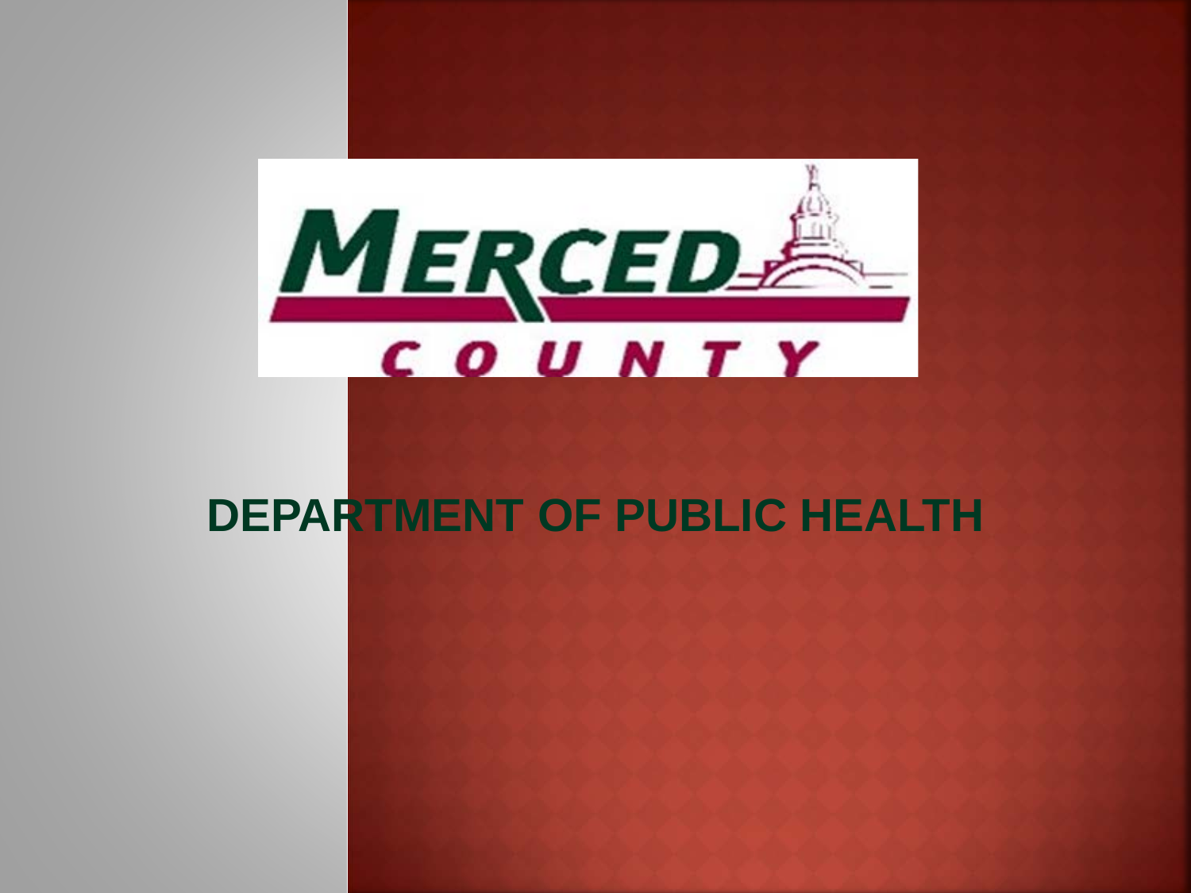MERCED COUNTY

# DEPARTMENT OF PUBLIC HEALTH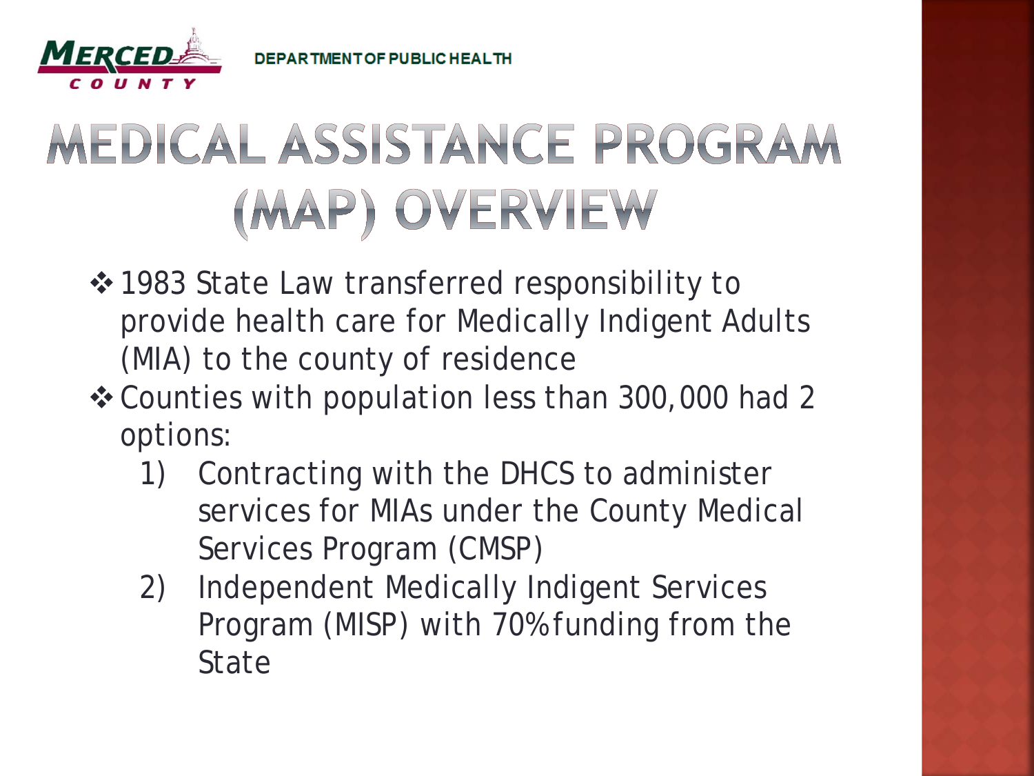MERCED COUNTY DEPARTMENT OF PUBLIC HEALTH

# MEDICAL ASSISTANCE PROGRAM (MAP) OVERVIEW

- 1983 State Law transferred responsibility to provide health care for Medically Indigent Adults (MIA) to the county of residence
- Counties with population less than 300,000 had 2 options:
  1) Contracting with the DHCS to administer services for MIAs under the County Medical Services Program (CMSP)
  2) Independent Medically Indigent Services Program (MISP) with 70% funding from the State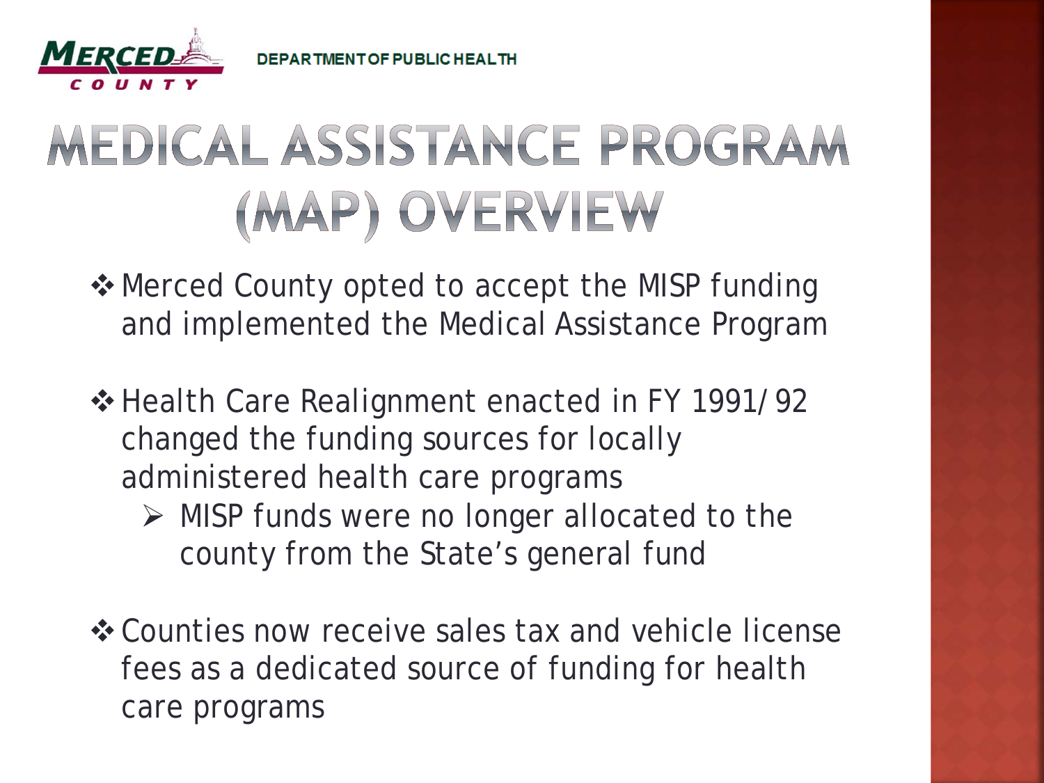MERCED COUNTY

DEPARTMENT OF PUBLIC HEALTH

# MEDICAL ASSISTANCE PROGRAM (MAP) OVERVIEW

- Merced County opted to accept the MISP funding and implemented the Medical Assistance Program
- Health Care Realignment enacted in FY 1991/92 changed the funding sources for locally administered health care programs
  - MISP funds were no longer allocated to the county from the State's general fund
- Counties now receive sales tax and vehicle license fees as a dedicated source of funding for health care programs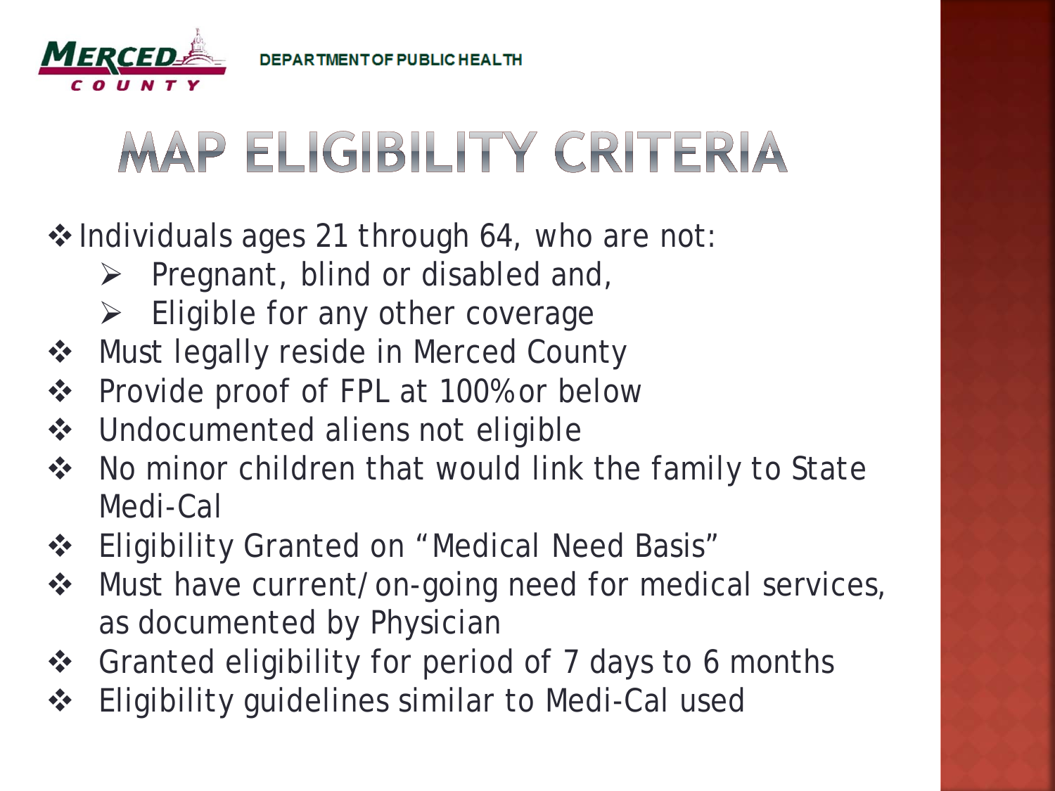MERCED COUNTY DEPARTMENT OF PUBLIC HEALTH

# MAP ELIGIBILITY CRITERIA

- Individuals ages 21 through 64, who are not:
  - Pregnant, blind or disabled and,
  - Eligible for any other coverage
- Must legally reside in Merced County
- Provide proof of FPL at 100% or below
- Undocumented aliens not eligible
- No minor children that would link the family to State Medi-Cal
- Eligibility Granted on "Medical Need Basis"
- Must have current/on-going need for medical services, as documented by Physician
- Granted eligibility for period of 7 days to 6 months
- Eligibility guidelines similar to Medi-Cal used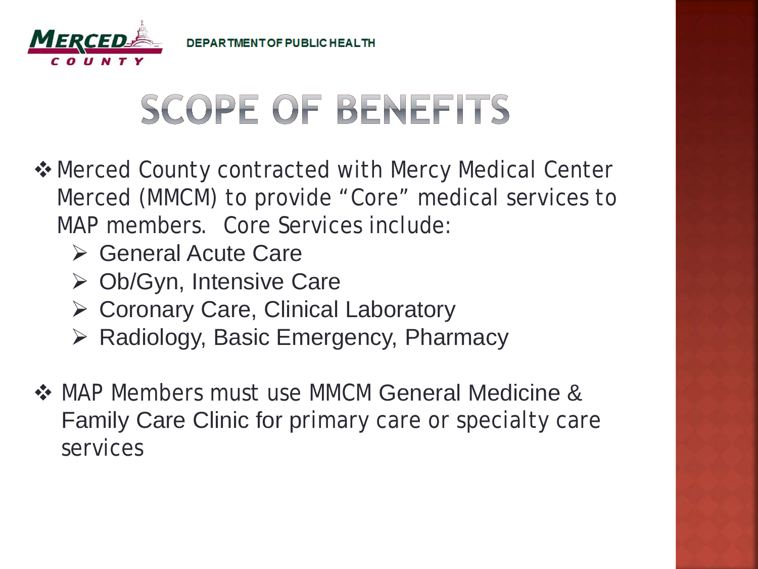MERCED COUNTY

DEPARTMENT OF PUBLIC HEALTH

# SCOPE OF BENEFITS

- Merced County contracted with Mercy Medical Center Merced (MMCM) to provide "Core" medical services to MAP members. Core Services include:
  - General Acute Care
  - Ob/Gyn, Intensive Care
  - Coronary Care, Clinical Laboratory
  - Radiology, Basic Emergency, Pharmacy

- MAP Members must use MMCM General Medicine & Family Care Clinic for primary care or specialty care services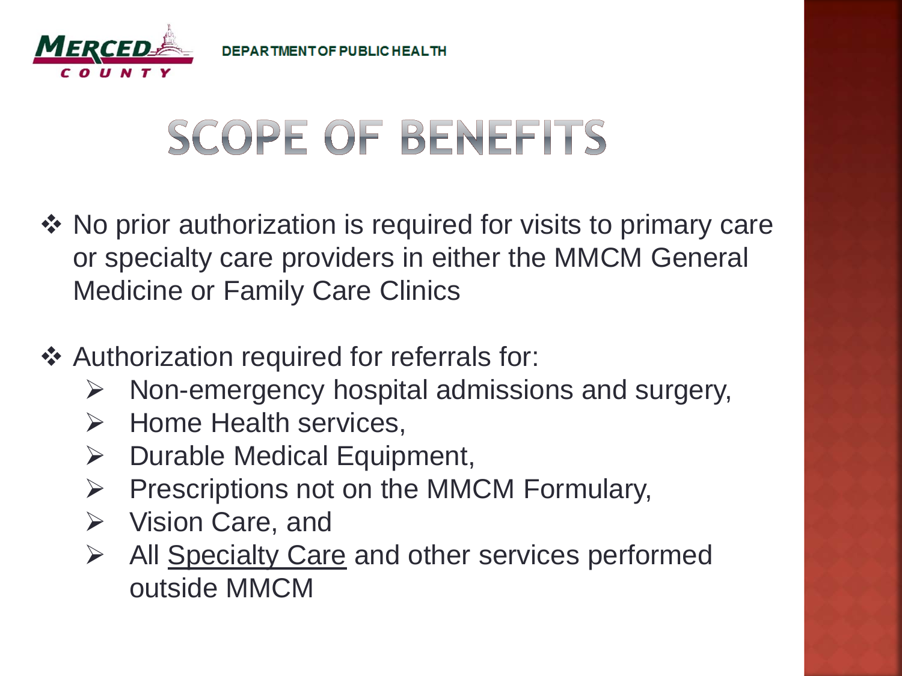# SCOPE OF BENEFITS

- No prior authorization is required for visits to primary care or specialty care providers in either the MMCM General Medicine or Family Care Clinics

- Authorization required for referrals for:
  - Non-emergency hospital admissions and surgery,
  - Home Health services,
  - Durable Medical Equipment,
  - Prescriptions not on the MMCM Formulary,
  - Vision Care, and
  - All <u>Specialty Care</u> and other services performed outside MMCM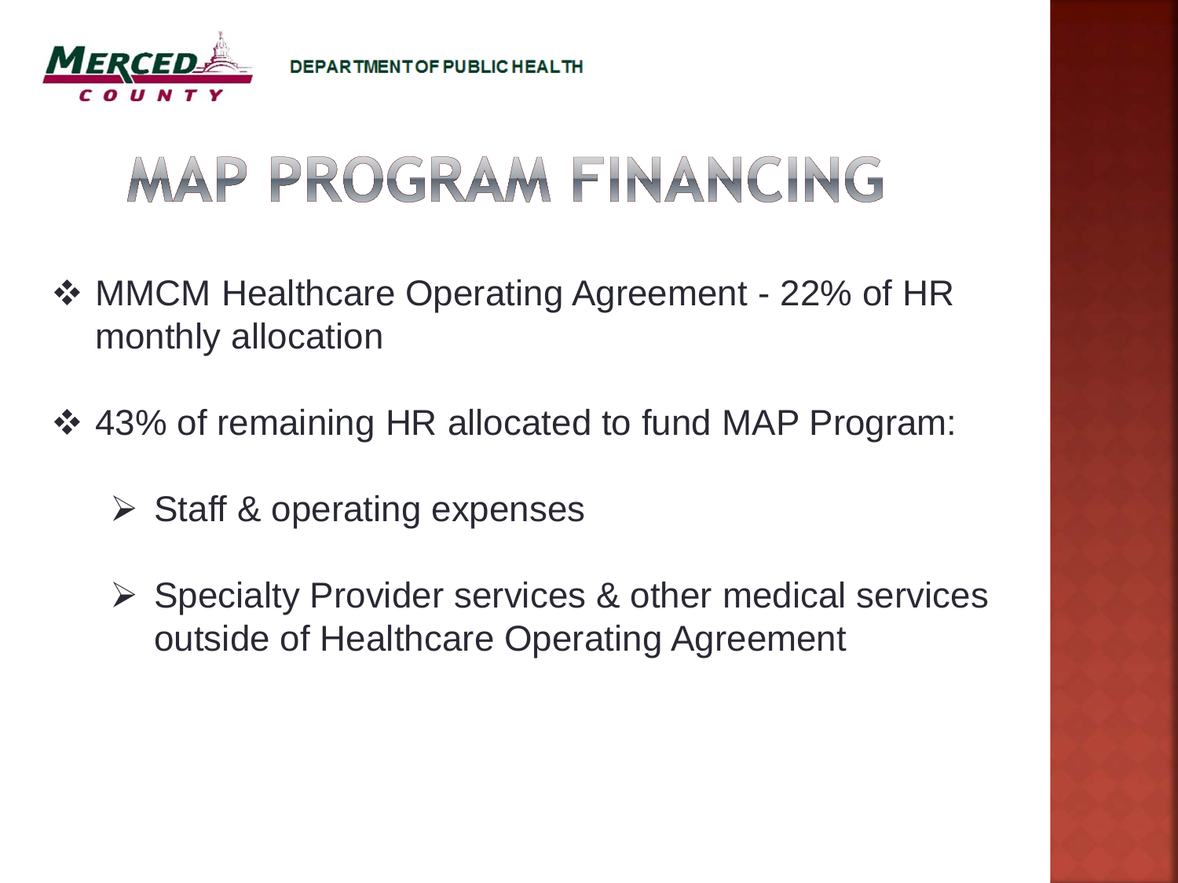# MAP PROGRAM FINANCING

- MMCM Healthcare Operating Agreement - 22% of HR monthly allocation
- 43% of remaining HR allocated to fund MAP Program:
  - Staff & operating expenses
  - Specialty Provider services & other medical services outside of Healthcare Operating Agreement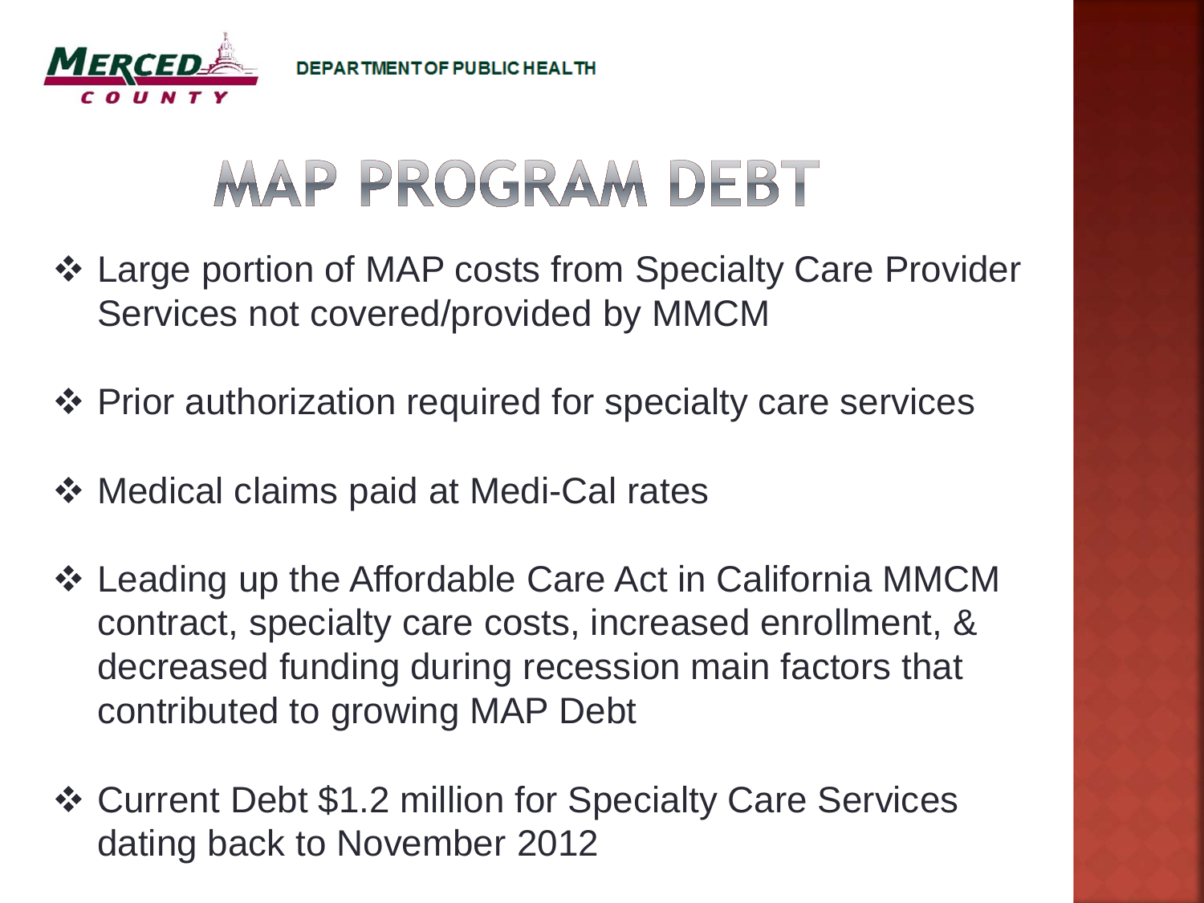MERCED COUNTY

DEPARTMENT OF PUBLIC HEALTH

# MAP PROGRAM DEBT

- Large portion of MAP costs from Specialty Care Provider Services not covered/provided by MMCM
- Prior authorization required for specialty care services
- Medical claims paid at Medi-Cal rates
- Leading up the Affordable Care Act in California MMCM contract, specialty care costs, increased enrollment, & decreased funding during recession main factors that contributed to growing MAP Debt
- Current Debt $1.2 million for Specialty Care Services dating back to November 2012